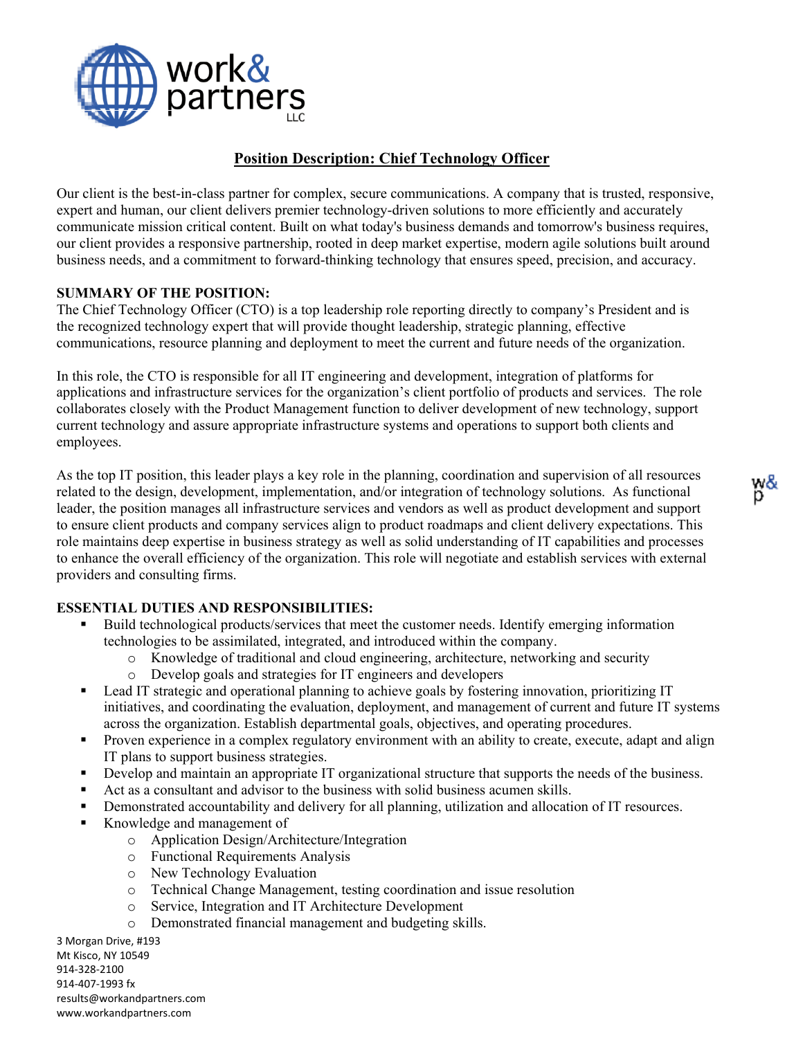work& partners LLC

# Position Description: Chief Technology Officer

Our client is the best-in-class partner for complex, secure communications. A company that is trusted, responsive, expert and human, our client delivers premier technology-driven solutions to more efficiently and accurately communicate mission critical content. Built on what today's business demands and tomorrow's business requires, our client provides a responsive partnership, rooted in deep market expertise, modern agile solutions built around business needs, and a commitment to forward-thinking technology that ensures speed, precision, and accuracy.

**SUMMARY OF THE POSITION:**

The Chief Technology Officer (CTO) is a top leadership role reporting directly to company's President and is the recognized technology expert that will provide thought leadership, strategic planning, effective communications, resource planning and deployment to meet the current and future needs of the organization.

In this role, the CTO is responsible for all IT engineering and development, integration of platforms for applications and infrastructure services for the organization's client portfolio of products and services. The role collaborates closely with the Product Management function to deliver development of new technology, support current technology and assure appropriate infrastructure systems and operations to support both clients and employees.

As the top IT position, this leader plays a key role in the planning, coordination and supervision of all resources related to the design, development, implementation, and/or integration of technology solutions. As functional leader, the position manages all infrastructure services and vendors as well as product development and support to ensure client products and company services align to product roadmaps and client delivery expectations. This role maintains deep expertise in business strategy as well as solid understanding of IT capabilities and processes to enhance the overall efficiency of the organization. This role will negotiate and establish services with external providers and consulting firms.

**ESSENTIAL DUTIES AND RESPONSIBILITIES:**

- Build technological products/services that meet the customer needs. Identify emerging information technologies to be assimilated, integrated, and introduced within the company.
  - Knowledge of traditional and cloud engineering, architecture, networking and security
  - Develop goals and strategies for IT engineers and developers
- Lead IT strategic and operational planning to achieve goals by fostering innovation, prioritizing IT initiatives, and coordinating the evaluation, deployment, and management of current and future IT systems across the organization. Establish departmental goals, objectives, and operating procedures.
- Proven experience in a complex regulatory environment with an ability to create, execute, adapt and align IT plans to support business strategies.
- Develop and maintain an appropriate IT organizational structure that supports the needs of the business.
- Act as a consultant and advisor to the business with solid business acumen skills.
- Demonstrated accountability and delivery for all planning, utilization and allocation of IT resources.
- Knowledge and management of
  - Application Design/Architecture/Integration
  - Functional Requirements Analysis
  - New Technology Evaluation
  - Technical Change Management, testing coordination and issue resolution
  - Service, Integration and IT Architecture Development
  - Demonstrated financial management and budgeting skills.

3 Morgan Drive, #193
Mt Kisco, NY 10549
914-328-2100
914-407-1993 fx
results@workandpartners.com
www.workandpartners.com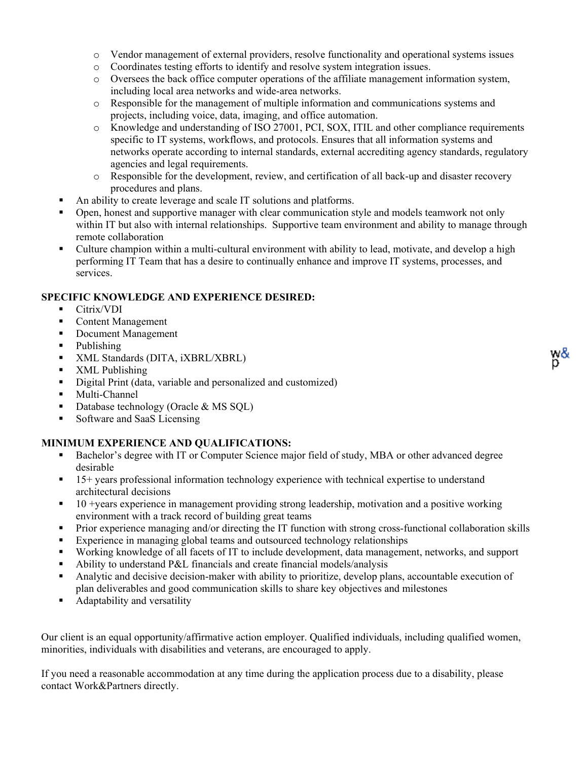- Vendor management of external providers, resolve functionality and operational systems issues
  - Coordinates testing efforts to identify and resolve system integration issues.
  - Oversees the back office computer operations of the affiliate management information system, including local area networks and wide-area networks.
  - Responsible for the management of multiple information and communications systems and projects, including voice, data, imaging, and office automation.
  - Knowledge and understanding of ISO 27001, PCI, SOX, ITIL and other compliance requirements specific to IT systems, workflows, and protocols. Ensures that all information systems and networks operate according to internal standards, external accrediting agency standards, regulatory agencies and legal requirements.
  - Responsible for the development, review, and certification of all back-up and disaster recovery procedures and plans.
- An ability to create leverage and scale IT solutions and platforms.
- Open, honest and supportive manager with clear communication style and models teamwork not only within IT but also with internal relationships. Supportive team environment and ability to manage through remote collaboration
- Culture champion within a multi-cultural environment with ability to lead, motivate, and develop a high performing IT Team that has a desire to continually enhance and improve IT systems, processes, and services.

**SPECIFIC KNOWLEDGE AND EXPERIENCE DESIRED:**

- Citrix/VDI
- Content Management
- Document Management
- Publishing
- XML Standards (DITA, iXBRL/XBRL)
- XML Publishing
- Digital Print (data, variable and personalized and customized)
- Multi-Channel
- Database technology (Oracle & MS SQL)
- Software and SaaS Licensing

**MINIMUM EXPERIENCE AND QUALIFICATIONS:**

- Bachelor's degree with IT or Computer Science major field of study, MBA or other advanced degree desirable
- 15+ years professional information technology experience with technical expertise to understand architectural decisions
- 10 +years experience in management providing strong leadership, motivation and a positive working environment with a track record of building great teams
- Prior experience managing and/or directing the IT function with strong cross-functional collaboration skills
- Experience in managing global teams and outsourced technology relationships
- Working knowledge of all facets of IT to include development, data management, networks, and support
- Ability to understand P&L financials and create financial models/analysis
- Analytic and decisive decision-maker with ability to prioritize, develop plans, accountable execution of plan deliverables and good communication skills to share key objectives and milestones
- Adaptability and versatility

Our client is an equal opportunity/affirmative action employer. Qualified individuals, including qualified women, minorities, individuals with disabilities and veterans, are encouraged to apply.

If you need a reasonable accommodation at any time during the application process due to a disability, please contact Work&Partners directly.